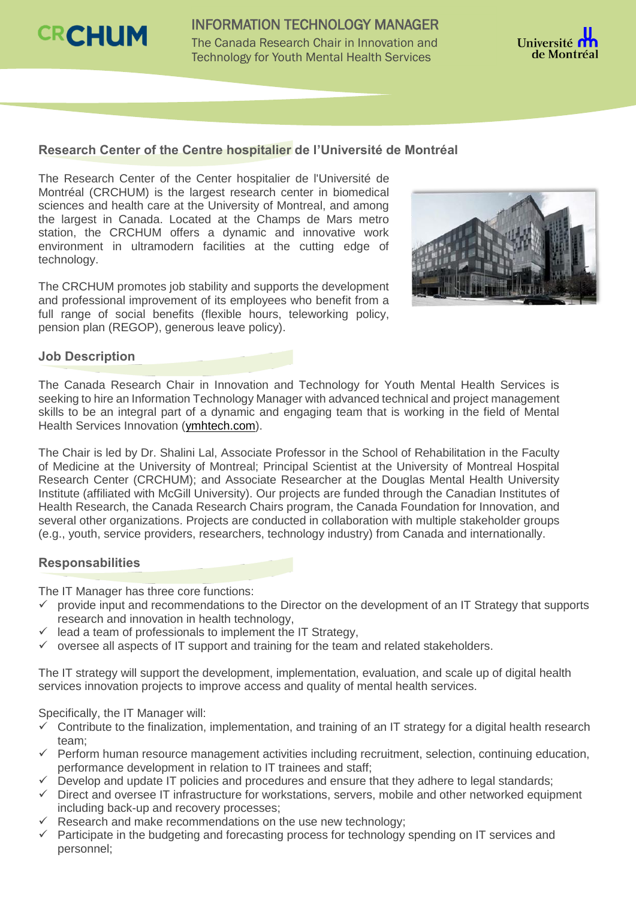# INFORMATION TECHNOLOGY MANAGER

The Canada Research Chair in Innovation and Technology for Youth Mental Health Services

## Research Center of the Centre hospitalier de l'Université de Montréal

The Research Center of the Center hospitalier de l'Université de Montréal (CRCHUM) is the largest research center in biomedical sciences and health care at the University of Montreal, and among the largest in Canada. Located at the Champs de Mars metro station, the CRCHUM offers a dynamic and innovative work environment in ultramodern facilities at the cutting edge of technology.

The CRCHUM promotes job stability and supports the development and professional improvement of its employees who benefit from a full range of social benefits (flexible hours, teleworking policy, pension plan (REGOP), generous leave policy).

## Job Description

The Canada Research Chair in Innovation and Technology for Youth Mental Health Services is seeking to hire an Information Technology Manager with advanced technical and project management skills to be an integral part of a dynamic and engaging team that is working in the field of Mental Health Services Innovation (ymhtech.com).

The Chair is led by Dr. Shalini Lal, Associate Professor in the School of Rehabilitation in the Faculty of Medicine at the University of Montreal; Principal Scientist at the University of Montreal Hospital Research Center (CRCHUM); and Associate Researcher at the Douglas Mental Health University Institute (affiliated with McGill University). Our projects are funded through the Canadian Institutes of Health Research, the Canada Research Chairs program, the Canada Foundation for Innovation, and several other organizations. Projects are conducted in collaboration with multiple stakeholder groups (e.g., youth, service providers, researchers, technology industry) from Canada and internationally.

## Responsabilities

The IT Manager has three core functions:

- ✓ provide input and recommendations to the Director on the development of an IT Strategy that supports research and innovation in health technology,
- ✓ lead a team of professionals to implement the IT Strategy,
- ✓ oversee all aspects of IT support and training for the team and related stakeholders.

The IT strategy will support the development, implementation, evaluation, and scale up of digital health services innovation projects to improve access and quality of mental health services.

Specifically, the IT Manager will:

- ✓ Contribute to the finalization, implementation, and training of an IT strategy for a digital health research team;
- ✓ Perform human resource management activities including recruitment, selection, continuing education, performance development in relation to IT trainees and staff;
- ✓ Develop and update IT policies and procedures and ensure that they adhere to legal standards;
- ✓ Direct and oversee IT infrastructure for workstations, servers, mobile and other networked equipment including back-up and recovery processes;
- ✓ Research and make recommendations on the use new technology;
- ✓ Participate in the budgeting and forecasting process for technology spending on IT services and personnel;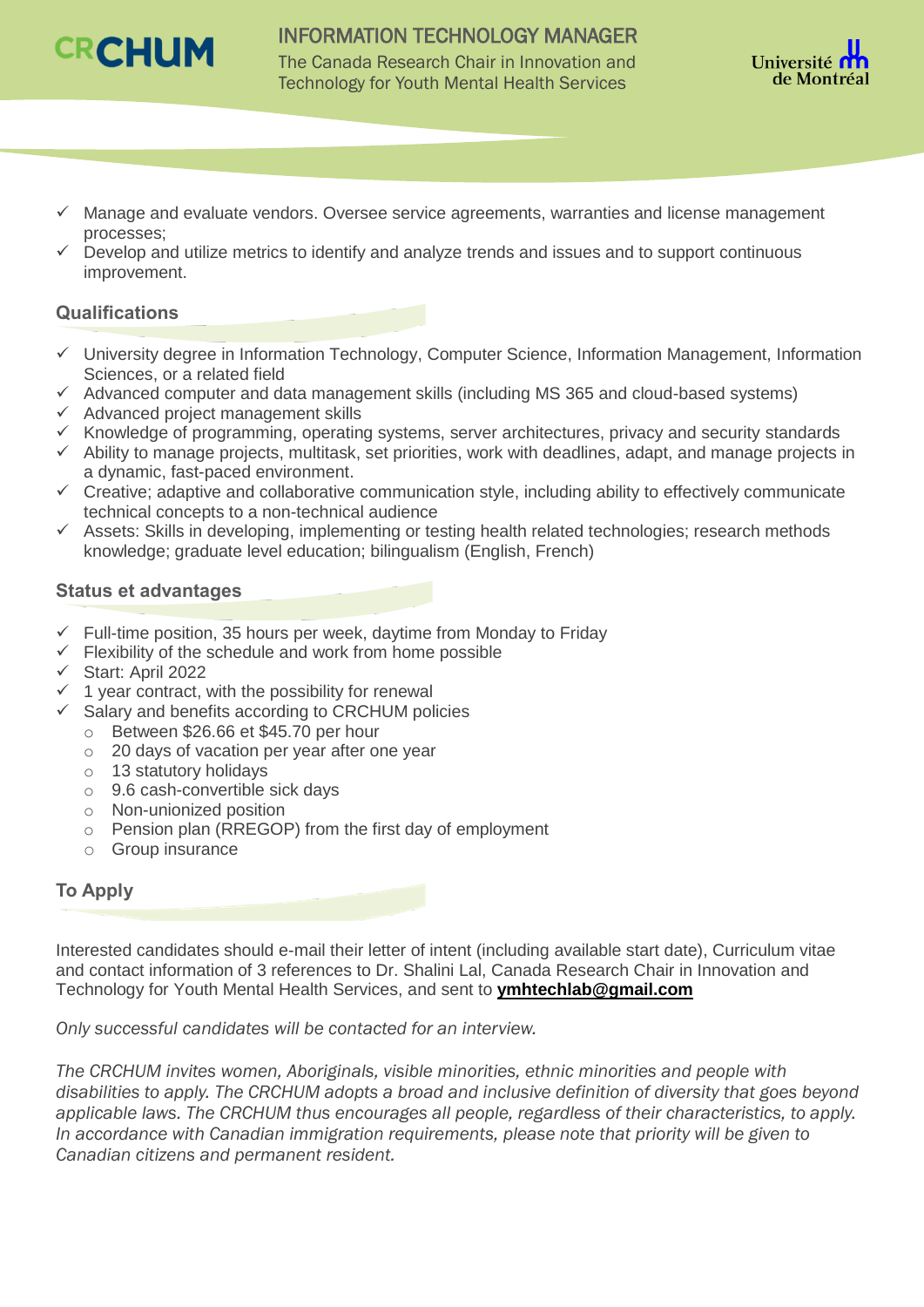- ✓ Manage and evaluate vendors. Oversee service agreements, warranties and license management processes;
- ✓ Develop and utilize metrics to identify and analyze trends and issues and to support continuous improvement.

## Qualifications

- ✓ University degree in Information Technology, Computer Science, Information Management, Information Sciences, or a related field
- ✓ Advanced computer and data management skills (including MS 365 and cloud-based systems)
- ✓ Advanced project management skills
- ✓ Knowledge of programming, operating systems, server architectures, privacy and security standards
- ✓ Ability to manage projects, multitask, set priorities, work with deadlines, adapt, and manage projects in a dynamic, fast-paced environment.
- ✓ Creative; adaptive and collaborative communication style, including ability to effectively communicate technical concepts to a non-technical audience
- ✓ Assets: Skills in developing, implementing or testing health related technologies; research methods knowledge; graduate level education; bilingualism (English, French)

## Status et advantages

- ✓ Full-time position, 35 hours per week, daytime from Monday to Friday
- ✓ Flexibility of the schedule and work from home possible
- ✓ Start: April 2022
- ✓ 1 year contract, with the possibility for renewal
- ✓ Salary and benefits according to CRCHUM policies
  - Between $26.66 et $45.70 per hour
  - 20 days of vacation per year after one year
  - 13 statutory holidays
  - 9.6 cash-convertible sick days
  - Non-unionized position
  - Pension plan (RREGOP) from the first day of employment
  - Group insurance

## To Apply

Interested candidates should e-mail their letter of intent (including available start date), Curriculum vitae and contact information of 3 references to Dr. Shalini Lal, Canada Research Chair in Innovation and Technology for Youth Mental Health Services, and sent to **ymhtechlab@gmail.com**

*Only successful candidates will be contacted for an interview.*

*The CRCHUM invites women, Aboriginals, visible minorities, ethnic minorities and people with disabilities to apply. The CRCHUM adopts a broad and inclusive definition of diversity that goes beyond applicable laws. The CRCHUM thus encourages all people, regardless of their characteristics, to apply. In accordance with Canadian immigration requirements, please note that priority will be given to Canadian citizens and permanent resident.*